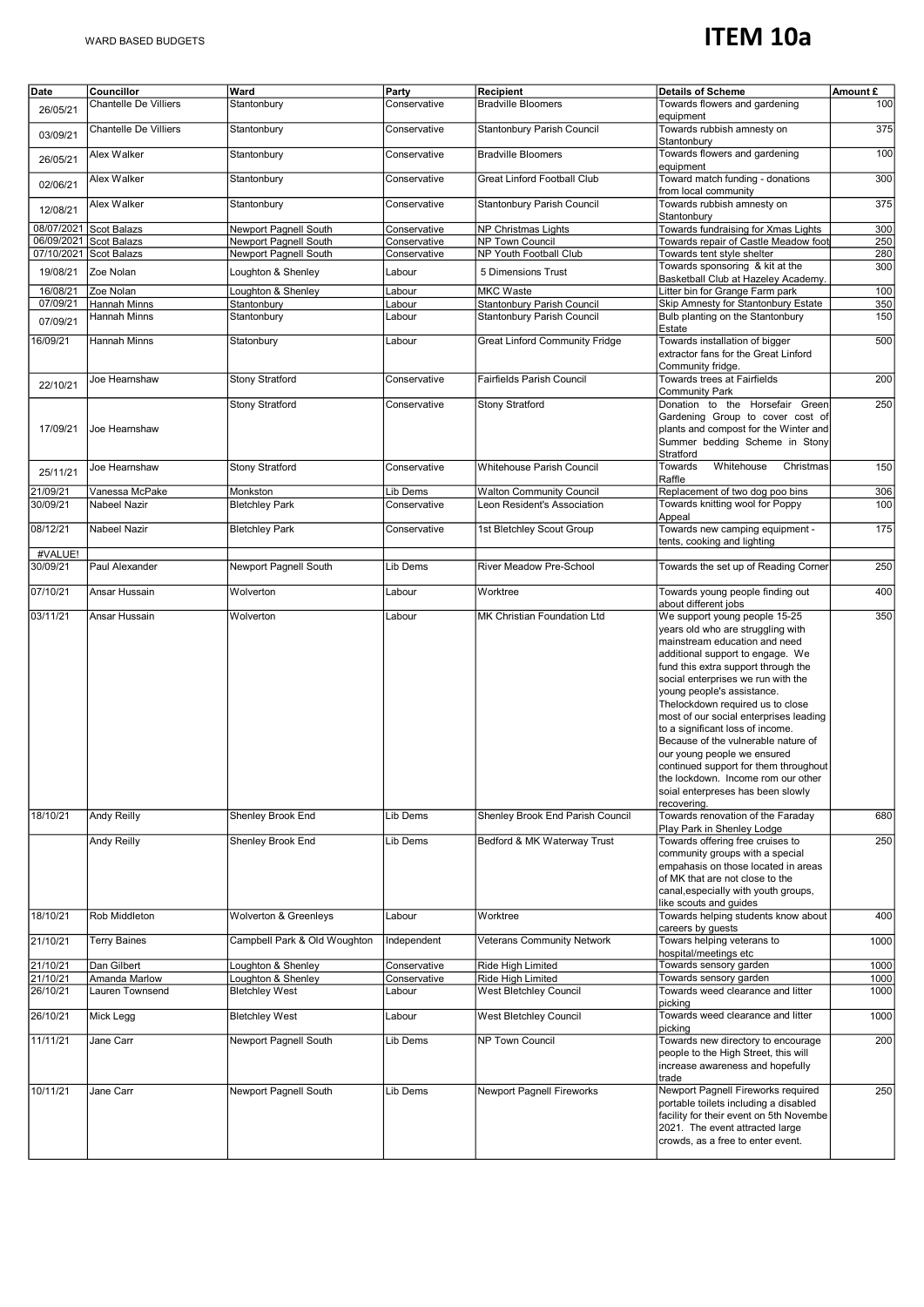WARD BASED BUDGETS

# ITEM 10a

| Date | Councillor | Ward | Party | Recipient | Details of Scheme | Amount £ |
|---|---|---|---|---|---|---|
| 26/05/21 | Chantelle De Villiers | Stantonbury | Conservative | Bradville Bloomers | Towards flowers and gardening equipment | 100 |
| 03/09/21 | Chantelle De Villiers | Stantonbury | Conservative | Stantonbury Parish Council | Towards rubbish amnesty on Stantonbury | 375 |
| 26/05/21 | Alex Walker | Stantonbury | Conservative | Bradville Bloomers | Towards flowers and gardening equipment | 100 |
| 02/06/21 | Alex Walker | Stantonbury | Conservative | Great Linford Football Club | Toward match funding - donations from local community | 300 |
| 12/08/21 | Alex Walker | Stantonbury | Conservative | Stantonbury Parish Council | Towards rubbish amnesty on Stantonbury | 375 |
| 08/07/2021 | Scot Balazs | Newport Pagnell South | Conservative | NP Christmas Lights | Towards fundraising for Xmas Lights | 300 |
| 06/09/2021 | Scot Balazs | Newport Pagnell South | Conservative | NP Town Council | Towards repair of Castle Meadow foot | 250 |
| 07/10/2021 | Scot Balazs | Newport Pagnell South | Conservative | NP Youth Football Club | Towards tent style shelter | 280 |
| 19/08/21 | Zoe Nolan | Loughton & Shenley | Labour | 5 Dimensions Trust | Towards sponsoring & kit at the Basketball Club at Hazeley Academy. | 300 |
| 16/08/21 | Zoe Nolan | Loughton & Shenley | Labour | MKC Waste | Litter bin for Grange Farm park | 100 |
| 07/09/21 | Hannah Minns | Stantonbury | Labour | Stantonbury Parish Council | Skip Amnesty for Stantonbury Estate | 350 |
| 07/09/21 | Hannah Minns | Stantonbury | Labour | Stantonbury Parish Council | Bulb planting on the Stantonbury Estate | 150 |
| 16/09/21 | Hannah Minns | Statonbury | Labour | Great Linford Community Fridge | Towards installation of bigger extractor fans for the Great Linford Community fridge. | 500 |
| 22/10/21 | Joe Hearnshaw | Stony Stratford | Conservative | Fairfields Parish Council | Towards trees at Fairfields Community Park | 200 |
| 17/09/21 | Joe Hearnshaw | Stony Stratford | Conservative | Stony Stratford | Donation to the Horsefair Green Gardening Group to cover cost of plants and compost for the Winter and Summer bedding Scheme in Stony Stratford | 250 |
| 25/11/21 | Joe Hearnshaw | Stony Stratford | Conservative | Whitehouse Parish Council | Towards Whitehouse Christmas Raffle | 150 |
| 21/09/21 | Vanessa McPake | Monkston | Lib Dems | Walton Community Council | Replacement of two dog poo bins | 306 |
| 30/09/21 | Nabeel Nazir | Bletchley Park | Conservative | Leon Resident's Association | Towards knitting wool for Poppy Appeal | 100 |
| 08/12/21 | Nabeel Nazir | Bletchley Park | Conservative | 1st Bletchley Scout Group | Towards new camping equipment - tents, cooking and lighting | 175 |
| #VALUE! | | | | | | |
| 30/09/21 | Paul Alexander | Newport Pagnell South | Lib Dems | River Meadow Pre-School | Towards the set up of Reading Corner | 250 |
| 07/10/21 | Ansar Hussain | Wolverton | Labour | Worktree | Towards young people finding out about different jobs | 400 |
| 03/11/21 | Ansar Hussain | Wolverton | Labour | MK Christian Foundation Ltd | We support young people 15-25 years old who are struggling with mainstream education and need additional support to engage. We fund this extra support through the social enterprises we run with the young people's assistance. Thelockdown required us to close most of our social enterprises leading to a significant loss of income. Because of the vulnerable nature of our young people we ensured continued support for them throughout the lockdown. Income rom our other soial enterpreses has been slowly recovering. | 350 |
| 18/10/21 | Andy Reilly | Shenley Brook End | Lib Dems | Shenley Brook End Parish Council | Towards renovation of the Faraday Play Park in Shenley Lodge | 680 |
| | Andy Reilly | Shenley Brook End | Lib Dems | Bedford & MK Waterway Trust | Towards offering free cruises to community groups with a special empahasis on those located in areas of MK that are not close to the canal,especially with youth groups, like scouts and guides | 250 |
| 18/10/21 | Rob Middleton | Wolverton & Greenleys | Labour | Worktree | Towards helping students know about careers by guests | 400 |
| 21/10/21 | Terry Baines | Campbell Park & Old Woughton | Independent | Veterans Community Network | Towars helping veterans to hospital/meetings etc | 1000 |
| 21/10/21 | Dan Gilbert | Loughton & Shenley | Conservative | Ride High Limited | Towards sensory garden | 1000 |
| 21/10/21 | Amanda Marlow | Loughton & Shenley | Conservative | Ride High Limited | Towards sensory garden | 1000 |
| 26/10/21 | Lauren Townsend | Bletchley West | Labour | West Bletchley Council | Towards weed clearance and litter picking | 1000 |
| 26/10/21 | Mick Legg | Bletchley West | Labour | West Bletchley Council | Towards weed clearance and litter picking | 1000 |
| 11/11/21 | Jane Carr | Newport Pagnell South | Lib Dems | NP Town Council | Towards new directory to encourage people to the High Street, this will increase awareness and hopefully trade | 200 |
| 10/11/21 | Jane Carr | Newport Pagnell South | Lib Dems | Newport Pagnell Fireworks | Newport Pagnell Fireworks required portable toilets including a disabled facility for their event on 5th Novembe 2021. The event attracted large crowds, as a free to enter event. | 250 |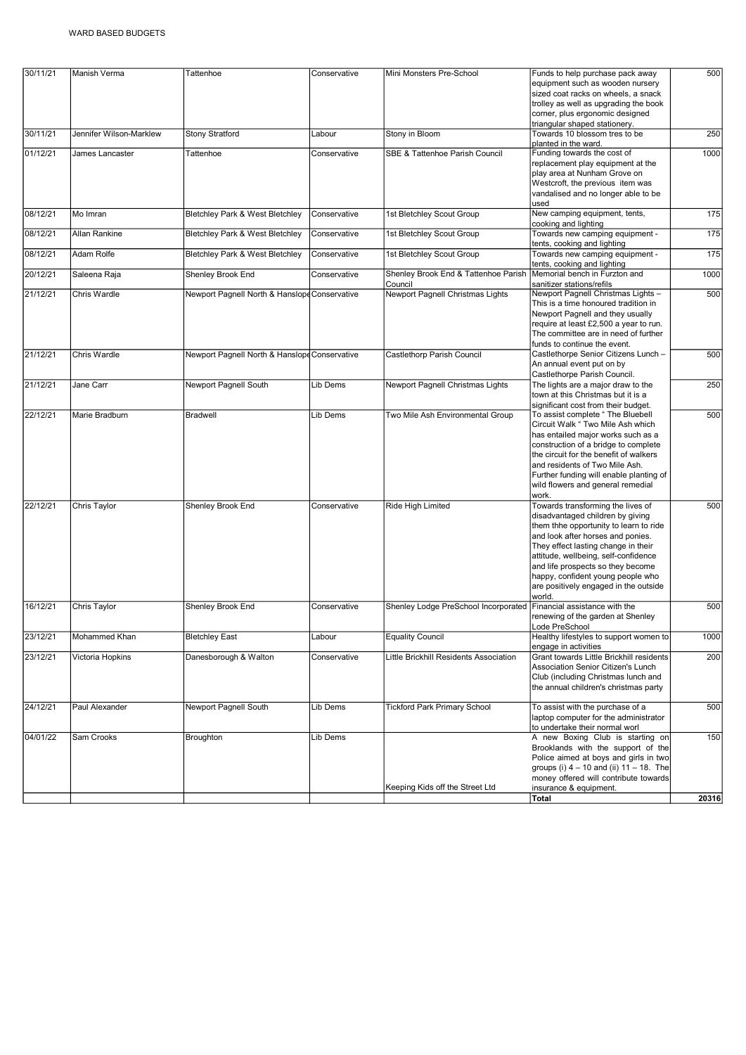WARD BASED BUDGETS

| | | | | | | |
|---|---|---|---|---|---|---|
| 30/11/21 | Manish Verma | Tattenhoe | Conservative | Mini Monsters Pre-School | Funds to help purchase pack away equipment such as wooden nursery sized coat racks on wheels, a snack trolley as well as upgrading the book corner, plus ergonomic designed triangular shaped stationery. | 500 |
| 30/11/21 | Jennifer Wilson-Marklew | Stony Stratford | Labour | Stony in Bloom | Towards 10 blossom tres to be planted in the ward. | 250 |
| 01/12/21 | James Lancaster | Tattenhoe | Conservative | SBE & Tattenhoe Parish Council | Funding towards the cost of replacement play equipment at the play area at Nunham Grove on Westcroft, the previous item was vandalised and no longer able to be used | 1000 |
| 08/12/21 | Mo Imran | Bletchley Park & West Bletchley | Conservative | 1st Bletchley Scout Group | New camping equipment, tents, cooking and lighting | 175 |
| 08/12/21 | Allan Rankine | Bletchley Park & West Bletchley | Conservative | 1st Bletchley Scout Group | Towards new camping equipment - tents, cooking and lighting | 175 |
| 08/12/21 | Adam Rolfe | Bletchley Park & West Bletchley | Conservative | 1st Bletchley Scout Group | Towards new camping equipment - tents, cooking and lighting | 175 |
| 20/12/21 | Saleena Raja | Shenley Brook End | Conservative | Shenley Brook End & Tattenhoe Parish Council | Memorial bench in Furzton and sanitizer stations/refils | 1000 |
| 21/12/21 | Chris Wardle | Newport Pagnell North & Hanslope | Conservative | Newport Pagnell Christmas Lights | Newport Pagnell Christmas Lights – This is a time honoured tradition in Newport Pagnell and they usually require at least £2,500 a year to run. The committee are in need of further funds to continue the event. | 500 |
| 21/12/21 | Chris Wardle | Newport Pagnell North & Hanslope | Conservative | Castlethorp Parish Council | Castlethorpe Senior Citizens Lunch – An annual event put on by Castlethorpe Parish Council. | 500 |
| 21/12/21 | Jane Carr | Newport Pagnell South | Lib Dems | Newport Pagnell Christmas Lights | The lights are a major draw to the town at this Christmas but it is a significant cost from their budget. | 250 |
| 22/12/21 | Marie Bradburn | Bradwell | Lib Dems | Two Mile Ash Environmental Group | To assist complete " The Bluebell Circuit Walk " Two Mile Ash which has entailed major works such as a construction of a bridge to complete the circuit for the benefit of walkers and residents of Two Mile Ash. Further funding will enable planting of wild flowers and general remedial work. | 500 |
| 22/12/21 | Chris Taylor | Shenley Brook End | Conservative | Ride High Limited | Towards transforming the lives of disadvantaged children by giving them thhe opportunity to learn to ride and look after horses and ponies. They effect lasting change in their attitude, wellbeing, self-confidence and life prospects so they become happy, confident young people who are positively engaged in the outside world. | 500 |
| 16/12/21 | Chris Taylor | Shenley Brook End | Conservative | Shenley Lodge PreSchool Incorporated | Financial assistance with the renewing of the garden at Shenley Lode PreSchool | 500 |
| 23/12/21 | Mohammed Khan | Bletchley East | Labour | Equality Council | Healthy lifestyles to support women to engage in activities | 1000 |
| 23/12/21 | Victoria Hopkins | Danesborough & Walton | Conservative | Little Brickhill Residents Association | Grant towards Little Brickhill residents Association Senior Citizen's Lunch Club (including Christmas lunch and the annual children's christmas party | 200 |
| 24/12/21 | Paul Alexander | Newport Pagnell South | Lib Dems | Tickford Park Primary School | To assist with the purchase of a laptop computer for the administrator to undertake their normal worl | 500 |
| 04/01/22 | Sam Crooks | Broughton | Lib Dems | Keeping Kids off the Street Ltd | A new Boxing Club is starting on Brooklands with the support of the Police aimed at boys and girls in two groups (i) 4 – 10 and (ii) 11 – 18. The money offered will contribute towards insurance & equipment. | 150 |
| | | | | | **Total** | **20316** |